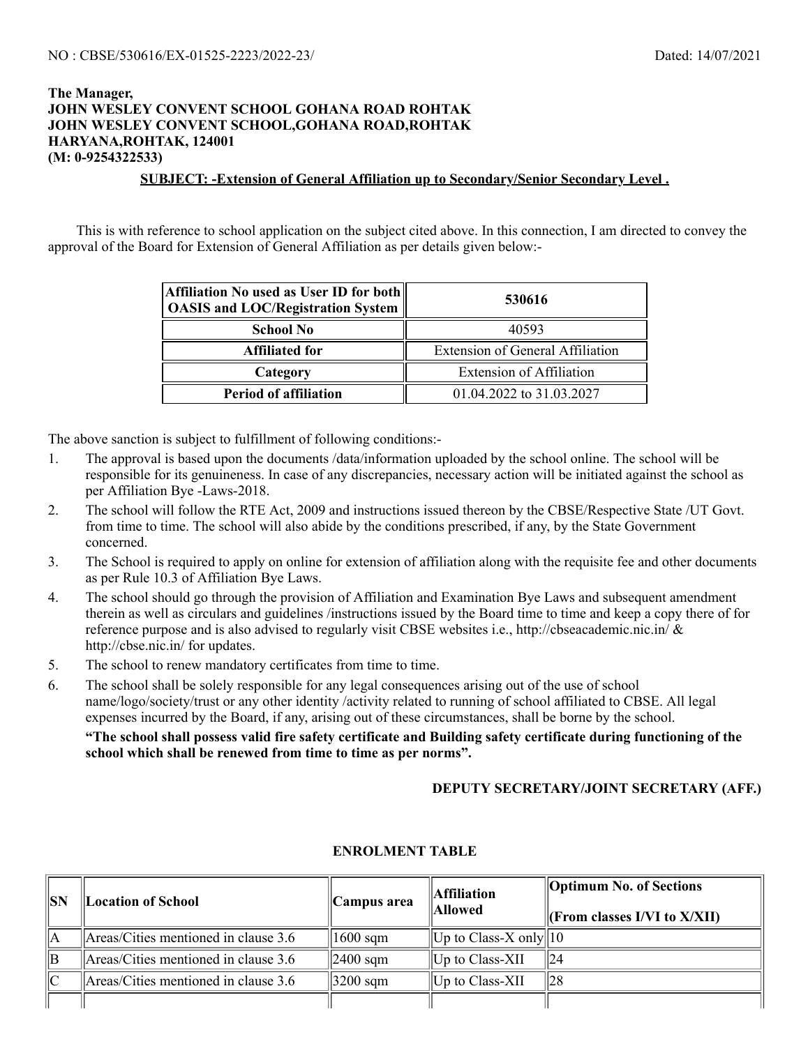NO : CBSE/530616/EX-01525-2223/2022-23/ Dated: 14/07/2021

**The Manager,**
**JOHN WESLEY CONVENT SCHOOL GOHANA ROAD ROHTAK**
**JOHN WESLEY CONVENT SCHOOL,GOHANA ROAD,ROHTAK**
**HARYANA,ROHTAK, 124001**
**(M: 0-9254322533)**

**SUBJECT: -Extension of General Affiliation up to Secondary/Senior Secondary Level .**

This is with reference to school application on the subject cited above. In this connection, I am directed to convey the approval of the Board for Extension of General Affiliation as per details given below:-

| Affiliation No used as User ID for both OASIS and LOC/Registration System | 530616 |
|---|---|
| **School No** | 40593 |
| **Affiliated for** | Extension of General Affiliation |
| **Category** | Extension of Affiliation |
| **Period of affiliation** | 01.04.2022 to 31.03.2027 |

The above sanction is subject to fulfillment of following conditions:-

1. The approval is based upon the documents /data/information uploaded by the school online. The school will be responsible for its genuineness. In case of any discrepancies, necessary action will be initiated against the school as per Affiliation Bye -Laws-2018.
2. The school will follow the RTE Act, 2009 and instructions issued thereon by the CBSE/Respective State /UT Govt. from time to time. The school will also abide by the conditions prescribed, if any, by the State Government concerned.
3. The School is required to apply on online for extension of affiliation along with the requisite fee and other documents as per Rule 10.3 of Affiliation Bye Laws.
4. The school should go through the provision of Affiliation and Examination Bye Laws and subsequent amendment therein as well as circulars and guidelines /instructions issued by the Board time to time and keep a copy there of for reference purpose and is also advised to regularly visit CBSE websites i.e., http://cbseacademic.nic.in/ & http://cbse.nic.in/ for updates.
5. The school to renew mandatory certificates from time to time.
6. The school shall be solely responsible for any legal consequences arising out of the use of school name/logo/society/trust or any other identity /activity related to running of school affiliated to CBSE. All legal expenses incurred by the Board, if any, arising out of these circumstances, shall be borne by the school.

   **"The school shall possess valid fire safety certificate and Building safety certificate during functioning of the school which shall be renewed from time to time as per norms".**

**DEPUTY SECRETARY/JOINT SECRETARY (AFF.)**

**ENROLMENT TABLE**

| SN | Location of School | Campus area | Affiliation Allowed | Optimum No. of Sections (From classes I/VI to X/XII) |
|---|---|---|---|---|
| A | Areas/Cities mentioned in clause 3.6 | 1600 sqm | Up to Class-X only | 10 |
| B | Areas/Cities mentioned in clause 3.6 | 2400 sqm | Up to Class-XII | 24 |
| C | Areas/Cities mentioned in clause 3.6 | 3200 sqm | Up to Class-XII | 28 |
| | | | | |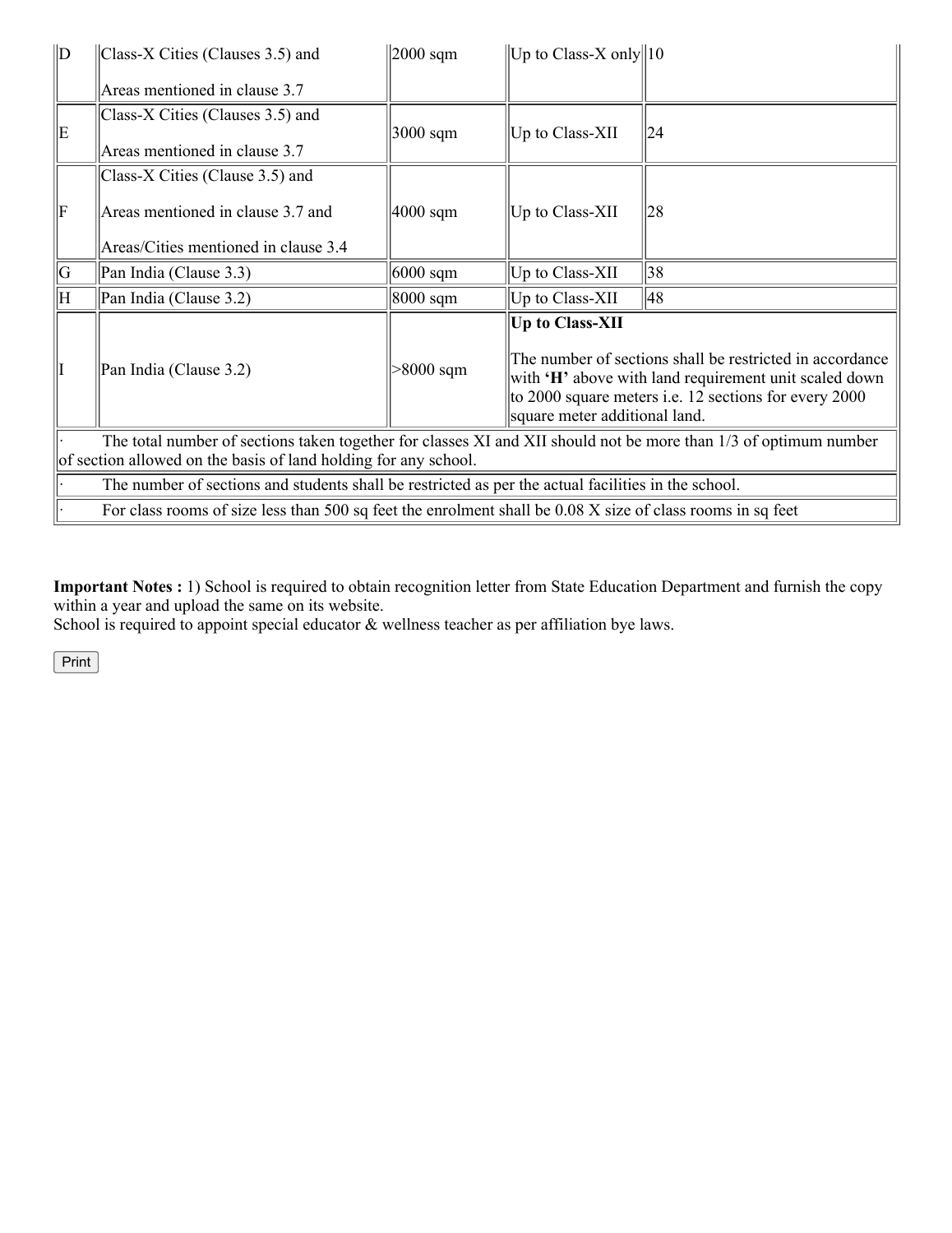| | | | | |
|---|---|---|---|---|
| D | Class-X Cities (Clauses 3.5) and<br><br>Areas mentioned in clause 3.7 | 2000 sqm | Up to Class-X only | 10 |
| E | Class-X Cities (Clauses 3.5) and<br><br>Areas mentioned in clause 3.7 | 3000 sqm | Up to Class-XII | 24 |
| F | Class-X Cities (Clause 3.5) and<br><br>Areas mentioned in clause 3.7 and<br><br>Areas/Cities mentioned in clause 3.4 | 4000 sqm | Up to Class-XII | 28 |
| G | Pan India (Clause 3.3) | 6000 sqm | Up to Class-XII | 38 |
| H | Pan India (Clause 3.2) | 8000 sqm | Up to Class-XII | 48 |
| I | Pan India (Clause 3.2) | >8000 sqm | **Up to Class-XII**<br><br>The number of sections shall be restricted in accordance with **'H'** above with land requirement unit scaled down to 2000 square meters i.e. 12 sections for every 2000 square meter additional land. | |
| · The total number of sections taken together for classes XI and XII should not be more than 1/3 of optimum number of section allowed on the basis of land holding for any school. | | | | |
| · The number of sections and students shall be restricted as per the actual facilities in the school. | | | | |
| · For class rooms of size less than 500 sq feet the enrolment shall be 0.08 X size of class rooms in sq feet | | | | |

**Important Notes :** 1) School is required to obtain recognition letter from State Education Department and furnish the copy within a year and upload the same on its website.
School is required to appoint special educator & wellness teacher as per affiliation bye laws.

Print